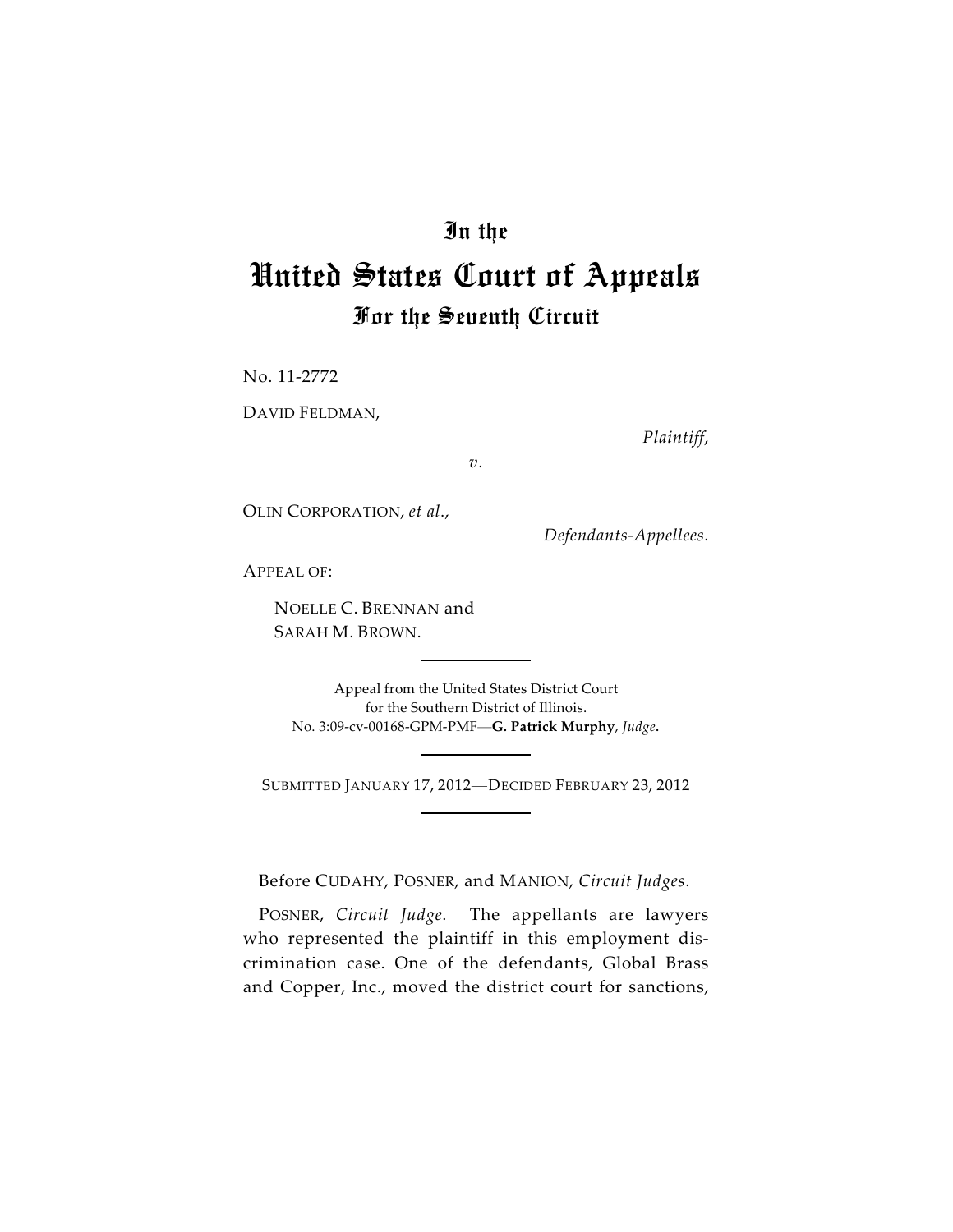# In the
# United States Court of Appeals
## For the Seventh Circuit

No. 11-2772

DAVID FELDMAN,

*Plaintiff*,

*v*.

OLIN CORPORATION, *et al*.,

*Defendants-Appellees.*

APPEAL OF:

NOELLE C. BRENNAN and SARAH M. BROWN.

Appeal from the United States District Court for the Southern District of Illinois.
No. 3:09-cv-00168-GPM-PMF—**G. Patrick Murphy**, *Judge*.

SUBMITTED JANUARY 17, 2012—DECIDED FEBRUARY 23, 2012

Before CUDAHY, POSNER, and MANION, *Circuit Judges*.

POSNER, *Circuit Judge*. The appellants are lawyers who represented the plaintiff in this employment discrimination case. One of the defendants, Global Brass and Copper, Inc., moved the district court for sanctions,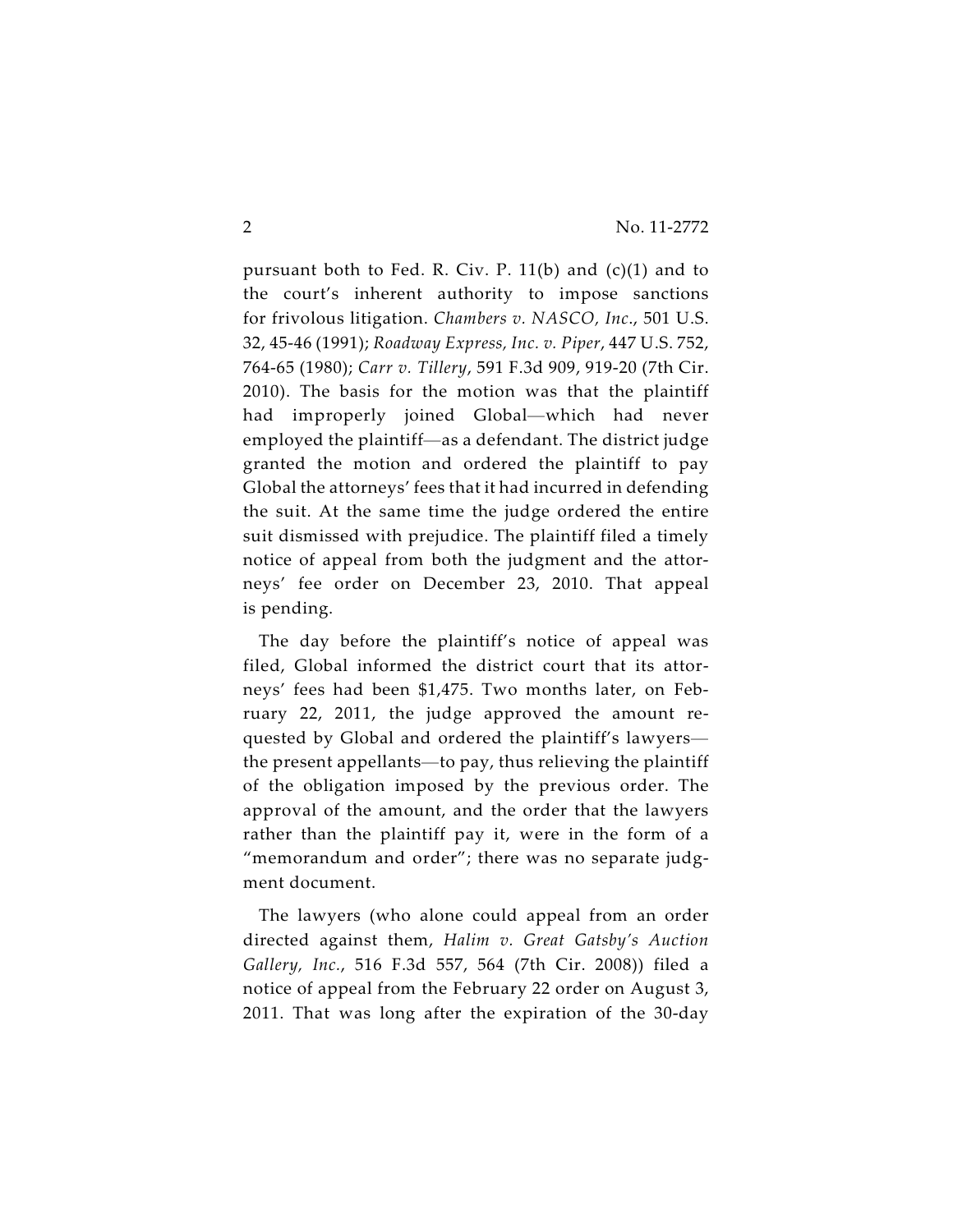pursuant both to Fed. R. Civ. P. 11(b) and (c)(1) and to the court's inherent authority to impose sanctions for frivolous litigation. *Chambers v. NASCO, Inc.*, 501 U.S. 32, 45-46 (1991); *Roadway Express, Inc. v. Piper*, 447 U.S. 752, 764-65 (1980); *Carr v. Tillery*, 591 F.3d 909, 919-20 (7th Cir. 2010). The basis for the motion was that the plaintiff had improperly joined Global—which had never employed the plaintiff—as a defendant. The district judge granted the motion and ordered the plaintiff to pay Global the attorneys' fees that it had incurred in defending the suit. At the same time the judge ordered the entire suit dismissed with prejudice. The plaintiff filed a timely notice of appeal from both the judgment and the attorneys' fee order on December 23, 2010. That appeal is pending.

The day before the plaintiff's notice of appeal was filed, Global informed the district court that its attorneys' fees had been $1,475. Two months later, on February 22, 2011, the judge approved the amount requested by Global and ordered the plaintiff's lawyers—the present appellants—to pay, thus relieving the plaintiff of the obligation imposed by the previous order. The approval of the amount, and the order that the lawyers rather than the plaintiff pay it, were in the form of a "memorandum and order"; there was no separate judgment document.

The lawyers (who alone could appeal from an order directed against them, *Halim v. Great Gatsby's Auction Gallery, Inc.*, 516 F.3d 557, 564 (7th Cir. 2008)) filed a notice of appeal from the February 22 order on August 3, 2011. That was long after the expiration of the 30-day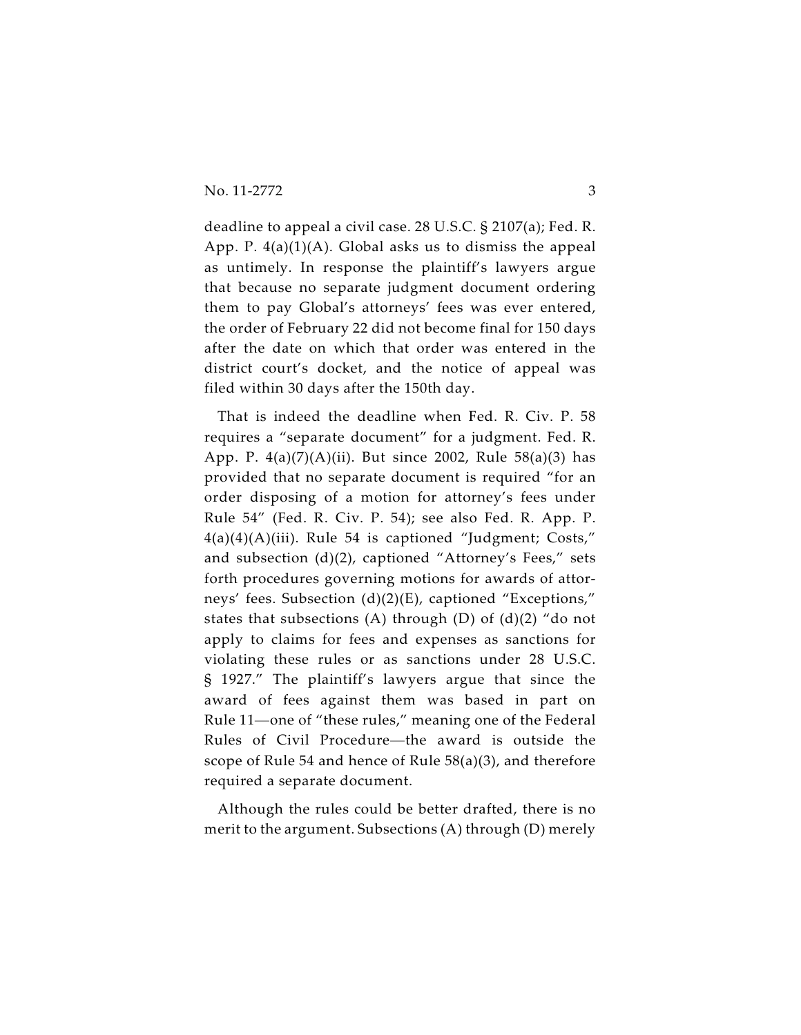deadline to appeal a civil case. 28 U.S.C. § 2107(a); Fed. R. App. P. 4(a)(1)(A). Global asks us to dismiss the appeal as untimely. In response the plaintiff's lawyers argue that because no separate judgment document ordering them to pay Global's attorneys' fees was ever entered, the order of February 22 did not become final for 150 days after the date on which that order was entered in the district court's docket, and the notice of appeal was filed within 30 days after the 150th day.

That is indeed the deadline when Fed. R. Civ. P. 58 requires a "separate document" for a judgment. Fed. R. App. P. 4(a)(7)(A)(ii). But since 2002, Rule 58(a)(3) has provided that no separate document is required "for an order disposing of a motion for attorney's fees under Rule 54" (Fed. R. Civ. P. 54); see also Fed. R. App. P. 4(a)(4)(A)(iii). Rule 54 is captioned "Judgment; Costs," and subsection (d)(2), captioned "Attorney's Fees," sets forth procedures governing motions for awards of attorneys' fees. Subsection (d)(2)(E), captioned "Exceptions," states that subsections (A) through (D) of (d)(2) "do not apply to claims for fees and expenses as sanctions for violating these rules or as sanctions under 28 U.S.C. § 1927." The plaintiff's lawyers argue that since the award of fees against them was based in part on Rule 11—one of "these rules," meaning one of the Federal Rules of Civil Procedure—the award is outside the scope of Rule 54 and hence of Rule 58(a)(3), and therefore required a separate document.

Although the rules could be better drafted, there is no merit to the argument. Subsections (A) through (D) merely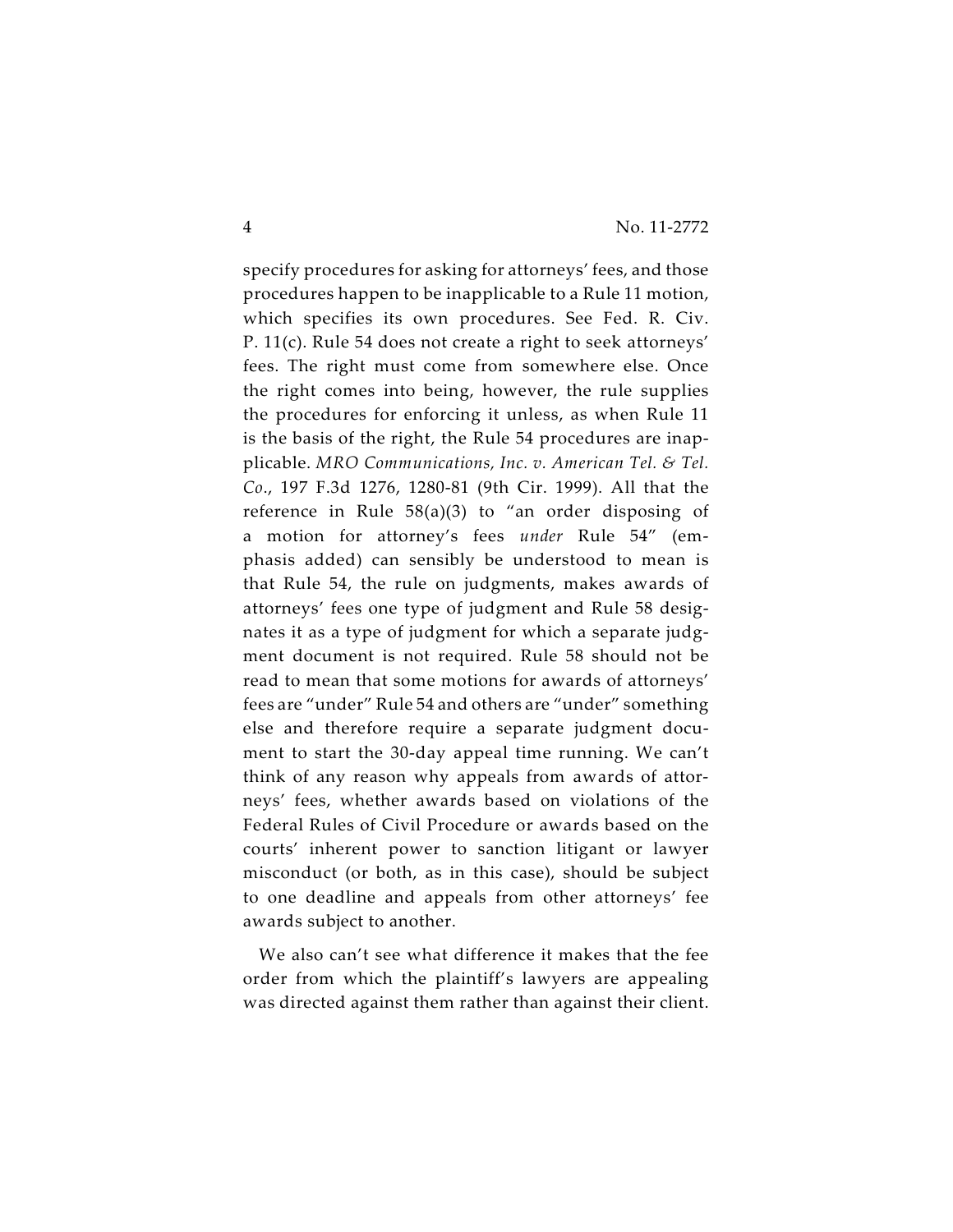specify procedures for asking for attorneys' fees, and those procedures happen to be inapplicable to a Rule 11 motion, which specifies its own procedures. See Fed. R. Civ. P. 11(c). Rule 54 does not create a right to seek attorneys' fees. The right must come from somewhere else. Once the right comes into being, however, the rule supplies the procedures for enforcing it unless, as when Rule 11 is the basis of the right, the Rule 54 procedures are inapplicable. *MRO Communications, Inc. v. American Tel. & Tel. Co.*, 197 F.3d 1276, 1280-81 (9th Cir. 1999). All that the reference in Rule 58(a)(3) to "an order disposing of a motion for attorney's fees *under* Rule 54" (emphasis added) can sensibly be understood to mean is that Rule 54, the rule on judgments, makes awards of attorneys' fees one type of judgment and Rule 58 designates it as a type of judgment for which a separate judgment document is not required. Rule 58 should not be read to mean that some motions for awards of attorneys' fees are "under" Rule 54 and others are "under" something else and therefore require a separate judgment document to start the 30-day appeal time running. We can't think of any reason why appeals from awards of attorneys' fees, whether awards based on violations of the Federal Rules of Civil Procedure or awards based on the courts' inherent power to sanction litigant or lawyer misconduct (or both, as in this case), should be subject to one deadline and appeals from other attorneys' fee awards subject to another.

We also can't see what difference it makes that the fee order from which the plaintiff's lawyers are appealing was directed against them rather than against their client.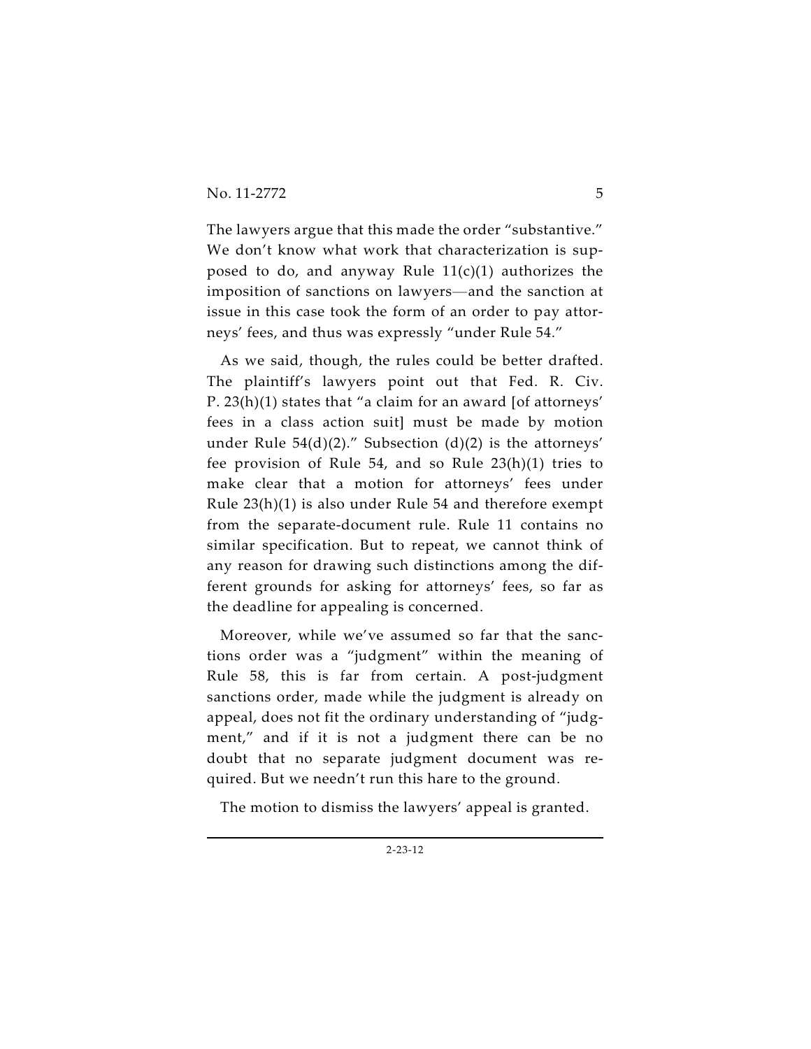The lawyers argue that this made the order "substantive." We don't know what work that characterization is supposed to do, and anyway Rule 11(c)(1) authorizes the imposition of sanctions on lawyers—and the sanction at issue in this case took the form of an order to pay attorneys' fees, and thus was expressly "under Rule 54."

As we said, though, the rules could be better drafted. The plaintiff's lawyers point out that Fed. R. Civ. P. 23(h)(1) states that "a claim for an award [of attorneys' fees in a class action suit] must be made by motion under Rule 54(d)(2)." Subsection (d)(2) is the attorneys' fee provision of Rule 54, and so Rule 23(h)(1) tries to make clear that a motion for attorneys' fees under Rule 23(h)(1) is also under Rule 54 and therefore exempt from the separate-document rule. Rule 11 contains no similar specification. But to repeat, we cannot think of any reason for drawing such distinctions among the different grounds for asking for attorneys' fees, so far as the deadline for appealing is concerned.

Moreover, while we've assumed so far that the sanctions order was a "judgment" within the meaning of Rule 58, this is far from certain. A post-judgment sanctions order, made while the judgment is already on appeal, does not fit the ordinary understanding of "judgment," and if it is not a judgment there can be no doubt that no separate judgment document was required. But we needn't run this hare to the ground.

The motion to dismiss the lawyers' appeal is granted.

2-23-12